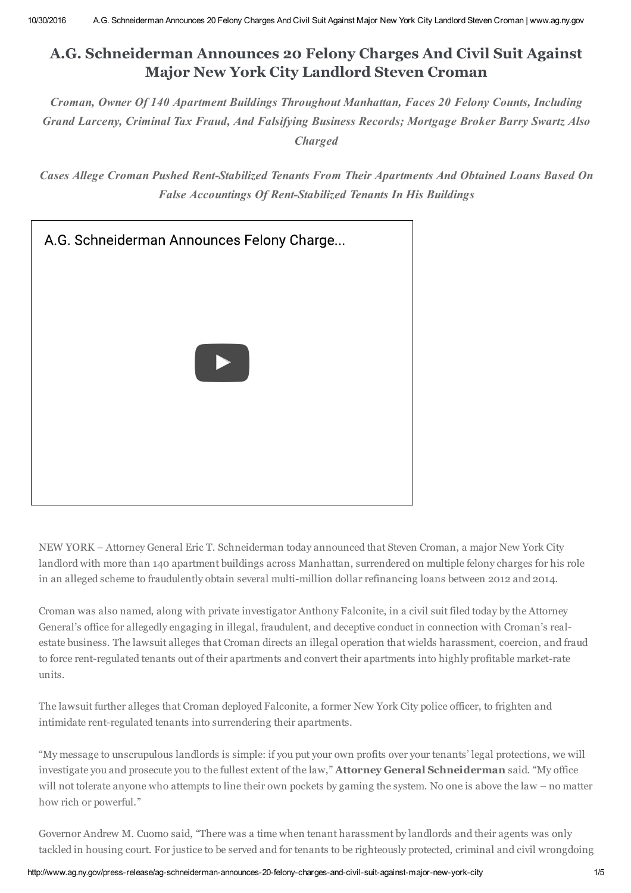# A.G. Schneiderman Announces 20 Felony Charges And Civil Suit Against Major New York City Landlord Steven Croman

*Croman, Owner Of 140 Apartment Buildings Throughout Manhattan, Faces 20 Felony Counts, Including Grand Larceny, Criminal Tax Fraud, And Falsifying Business Records; Mortgage Broker Barry Swartz Also Charged*

*Cases Allege Croman Pushed Rent-Stabilized Tenants From Their Apartments And Obtained Loans Based On False Accountings Of Rent-Stabilized Tenants In His Buildings*

A.G. Schneiderman Announces Felony Charge...

NEW YORK – Attorney General Eric T. Schneiderman today announced that Steven Croman, a major New York City landlord with more than 140 apartment buildings across Manhattan, surrendered on multiple felony charges for his role in an alleged scheme to fraudulently obtain several multi-million dollar refinancing loans between 2012 and 2014.

Croman was also named, along with private investigator Anthony Falconite, in a civil suit filed today by the Attorney General's office for allegedly engaging in illegal, fraudulent, and deceptive conduct in connection with Croman's real-estate business. The lawsuit alleges that Croman directs an illegal operation that wields harassment, coercion, and fraud to force rent-regulated tenants out of their apartments and convert their apartments into highly profitable market-rate units.

The lawsuit further alleges that Croman deployed Falconite, a former New York City police officer, to frighten and intimidate rent-regulated tenants into surrendering their apartments.

"My message to unscrupulous landlords is simple: if you put your own profits over your tenants' legal protections, we will investigate you and prosecute you to the fullest extent of the law," **Attorney General Schneiderman** said. "My office will not tolerate anyone who attempts to line their own pockets by gaming the system. No one is above the law – no matter how rich or powerful."

Governor Andrew M. Cuomo said, "There was a time when tenant harassment by landlords and their agents was only tackled in housing court. For justice to be served and for tenants to be righteously protected, criminal and civil wrongdoing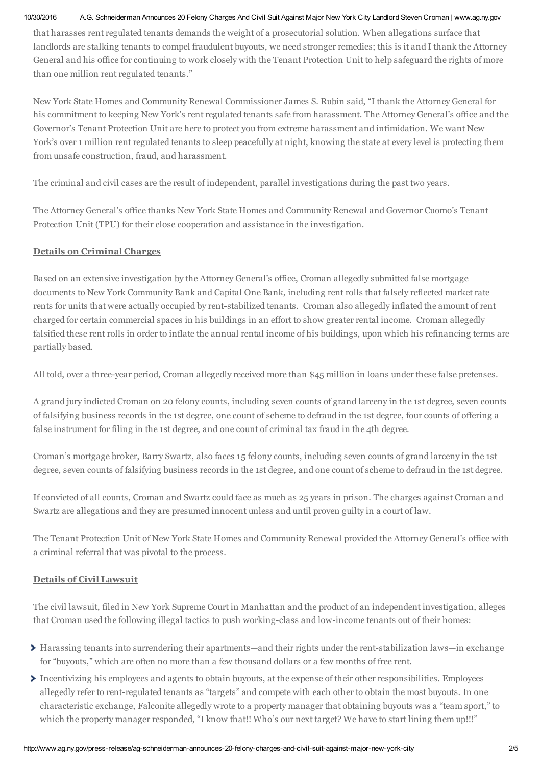that harasses rent regulated tenants demands the weight of a prosecutorial solution. When allegations surface that landlords are stalking tenants to compel fraudulent buyouts, we need stronger remedies; this is it and I thank the Attorney General and his office for continuing to work closely with the Tenant Protection Unit to help safeguard the rights of more than one million rent regulated tenants."

New York State Homes and Community Renewal Commissioner James S. Rubin said, "I thank the Attorney General for his commitment to keeping New York's rent regulated tenants safe from harassment. The Attorney General's office and the Governor's Tenant Protection Unit are here to protect you from extreme harassment and intimidation. We want New York's over 1 million rent regulated tenants to sleep peacefully at night, knowing the state at every level is protecting them from unsafe construction, fraud, and harassment.

The criminal and civil cases are the result of independent, parallel investigations during the past two years.

The Attorney General's office thanks New York State Homes and Community Renewal and Governor Cuomo's Tenant Protection Unit (TPU) for their close cooperation and assistance in the investigation.

## Details on Criminal Charges

Based on an extensive investigation by the Attorney General's office, Croman allegedly submitted false mortgage documents to New York Community Bank and Capital One Bank, including rent rolls that falsely reflected market rate rents for units that were actually occupied by rent-stabilized tenants. Croman also allegedly inflated the amount of rent charged for certain commercial spaces in his buildings in an effort to show greater rental income. Croman allegedly falsified these rent rolls in order to inflate the annual rental income of his buildings, upon which his refinancing terms are partially based.

All told, over a three-year period, Croman allegedly received more than $45 million in loans under these false pretenses.

A grand jury indicted Croman on 20 felony counts, including seven counts of grand larceny in the 1st degree, seven counts of falsifying business records in the 1st degree, one count of scheme to defraud in the 1st degree, four counts of offering a false instrument for filing in the 1st degree, and one count of criminal tax fraud in the 4th degree.

Croman's mortgage broker, Barry Swartz, also faces 15 felony counts, including seven counts of grand larceny in the 1st degree, seven counts of falsifying business records in the 1st degree, and one count of scheme to defraud in the 1st degree.

If convicted of all counts, Croman and Swartz could face as much as 25 years in prison. The charges against Croman and Swartz are allegations and they are presumed innocent unless and until proven guilty in a court of law.

The Tenant Protection Unit of New York State Homes and Community Renewal provided the Attorney General's office with a criminal referral that was pivotal to the process.

## Details of Civil Lawsuit

The civil lawsuit, filed in New York Supreme Court in Manhattan and the product of an independent investigation, alleges that Croman used the following illegal tactics to push working-class and low-income tenants out of their homes:

- Harassing tenants into surrendering their apartments—and their rights under the rent-stabilization laws—in exchange for "buyouts," which are often no more than a few thousand dollars or a few months of free rent.
- Incentivizing his employees and agents to obtain buyouts, at the expense of their other responsibilities. Employees allegedly refer to rent-regulated tenants as "targets" and compete with each other to obtain the most buyouts. In one characteristic exchange, Falconite allegedly wrote to a property manager that obtaining buyouts was a "team sport," to which the property manager responded, "I know that!! Who's our next target? We have to start lining them up!!!"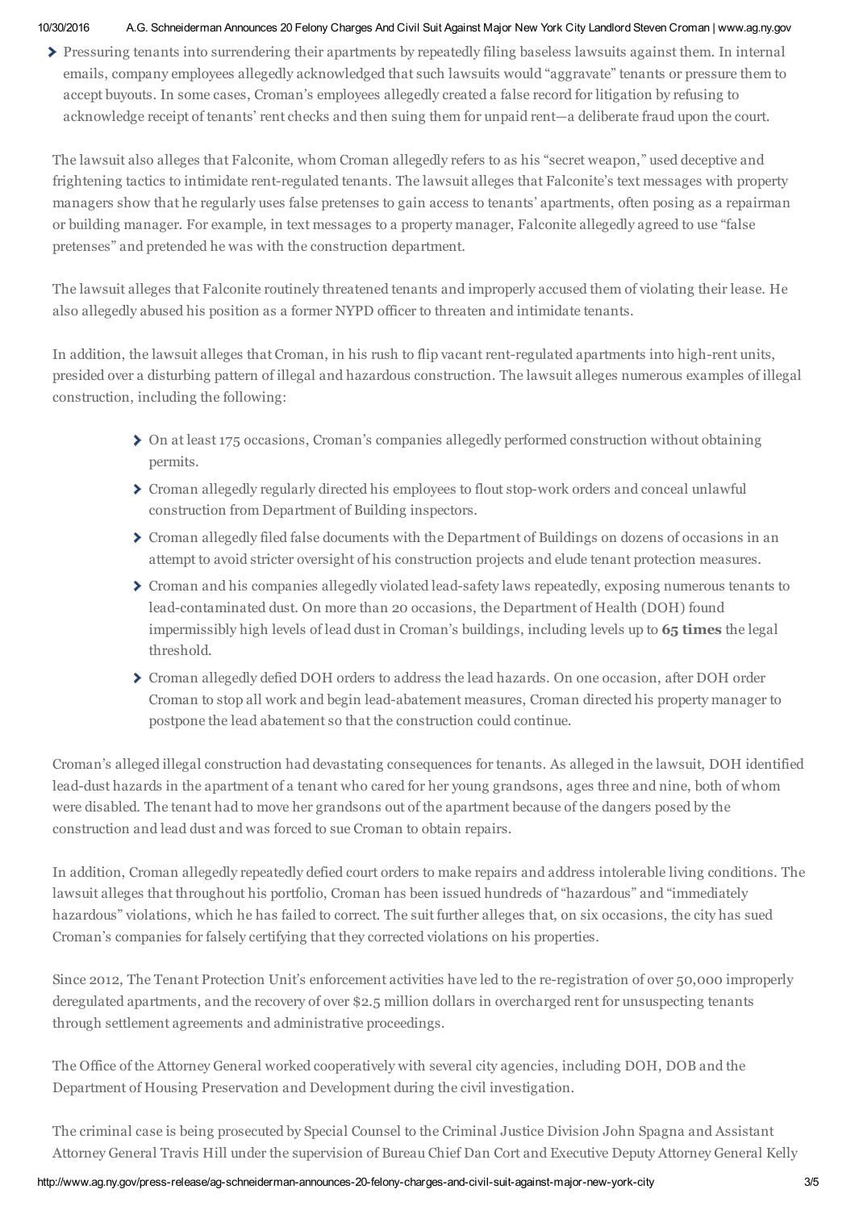- Pressuring tenants into surrendering their apartments by repeatedly filing baseless lawsuits against them. In internal emails, company employees allegedly acknowledged that such lawsuits would "aggravate" tenants or pressure them to accept buyouts. In some cases, Croman's employees allegedly created a false record for litigation by refusing to acknowledge receipt of tenants' rent checks and then suing them for unpaid rent—a deliberate fraud upon the court.

The lawsuit also alleges that Falconite, whom Croman allegedly refers to as his "secret weapon," used deceptive and frightening tactics to intimidate rent-regulated tenants. The lawsuit alleges that Falconite's text messages with property managers show that he regularly uses false pretenses to gain access to tenants' apartments, often posing as a repairman or building manager. For example, in text messages to a property manager, Falconite allegedly agreed to use "false pretenses" and pretended he was with the construction department.

The lawsuit alleges that Falconite routinely threatened tenants and improperly accused them of violating their lease. He also allegedly abused his position as a former NYPD officer to threaten and intimidate tenants.

In addition, the lawsuit alleges that Croman, in his rush to flip vacant rent-regulated apartments into high-rent units, presided over a disturbing pattern of illegal and hazardous construction. The lawsuit alleges numerous examples of illegal construction, including the following:

- On at least 175 occasions, Croman's companies allegedly performed construction without obtaining permits.
- Croman allegedly regularly directed his employees to flout stop-work orders and conceal unlawful construction from Department of Building inspectors.
- Croman allegedly filed false documents with the Department of Buildings on dozens of occasions in an attempt to avoid stricter oversight of his construction projects and elude tenant protection measures.
- Croman and his companies allegedly violated lead-safety laws repeatedly, exposing numerous tenants to lead-contaminated dust. On more than 20 occasions, the Department of Health (DOH) found impermissibly high levels of lead dust in Croman's buildings, including levels up to **65 times** the legal threshold.
- Croman allegedly defied DOH orders to address the lead hazards. On one occasion, after DOH order Croman to stop all work and begin lead-abatement measures, Croman directed his property manager to postpone the lead abatement so that the construction could continue.

Croman's alleged illegal construction had devastating consequences for tenants. As alleged in the lawsuit, DOH identified lead-dust hazards in the apartment of a tenant who cared for her young grandsons, ages three and nine, both of whom were disabled. The tenant had to move her grandsons out of the apartment because of the dangers posed by the construction and lead dust and was forced to sue Croman to obtain repairs.

In addition, Croman allegedly repeatedly defied court orders to make repairs and address intolerable living conditions. The lawsuit alleges that throughout his portfolio, Croman has been issued hundreds of "hazardous" and "immediately hazardous" violations, which he has failed to correct. The suit further alleges that, on six occasions, the city has sued Croman's companies for falsely certifying that they corrected violations on his properties.

Since 2012, The Tenant Protection Unit's enforcement activities have led to the re-registration of over 50,000 improperly deregulated apartments, and the recovery of over $2.5 million dollars in overcharged rent for unsuspecting tenants through settlement agreements and administrative proceedings.

The Office of the Attorney General worked cooperatively with several city agencies, including DOH, DOB and the Department of Housing Preservation and Development during the civil investigation.

The criminal case is being prosecuted by Special Counsel to the Criminal Justice Division John Spagna and Assistant Attorney General Travis Hill under the supervision of Bureau Chief Dan Cort and Executive Deputy Attorney General Kelly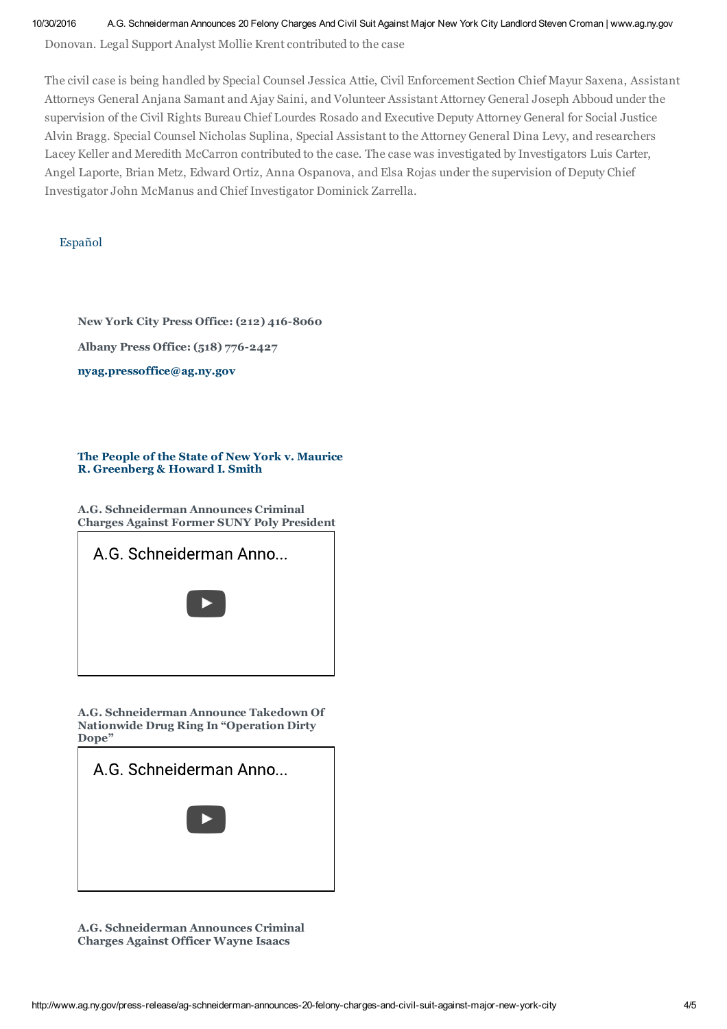Donovan. Legal Support Analyst Mollie Krent contributed to the case

The civil case is being handled by Special Counsel Jessica Attie, Civil Enforcement Section Chief Mayur Saxena, Assistant Attorneys General Anjana Samant and Ajay Saini, and Volunteer Assistant Attorney General Joseph Abboud under the supervision of the Civil Rights Bureau Chief Lourdes Rosado and Executive Deputy Attorney General for Social Justice Alvin Bragg. Special Counsel Nicholas Suplina, Special Assistant to the Attorney General Dina Levy, and researchers Lacey Keller and Meredith McCarron contributed to the case. The case was investigated by Investigators Luis Carter, Angel Laporte, Brian Metz, Edward Ortiz, Anna Ospanova, and Elsa Rojas under the supervision of Deputy Chief Investigator John McManus and Chief Investigator Dominick Zarrella.

Español

**New York City Press Office: (212) 416-8060**

**Albany Press Office: (518) 776-2427**

**nyag.pressoffice@ag.ny.gov**

**The People of the State of New York v. Maurice R. Greenberg & Howard I. Smith**

**A.G. Schneiderman Announces Criminal Charges Against Former SUNY Poly President**

A.G. Schneiderman Anno...

**A.G. Schneiderman Announce Takedown Of Nationwide Drug Ring In "Operation Dirty Dope"**

A.G. Schneiderman Anno...

**A.G. Schneiderman Announces Criminal Charges Against Officer Wayne Isaacs**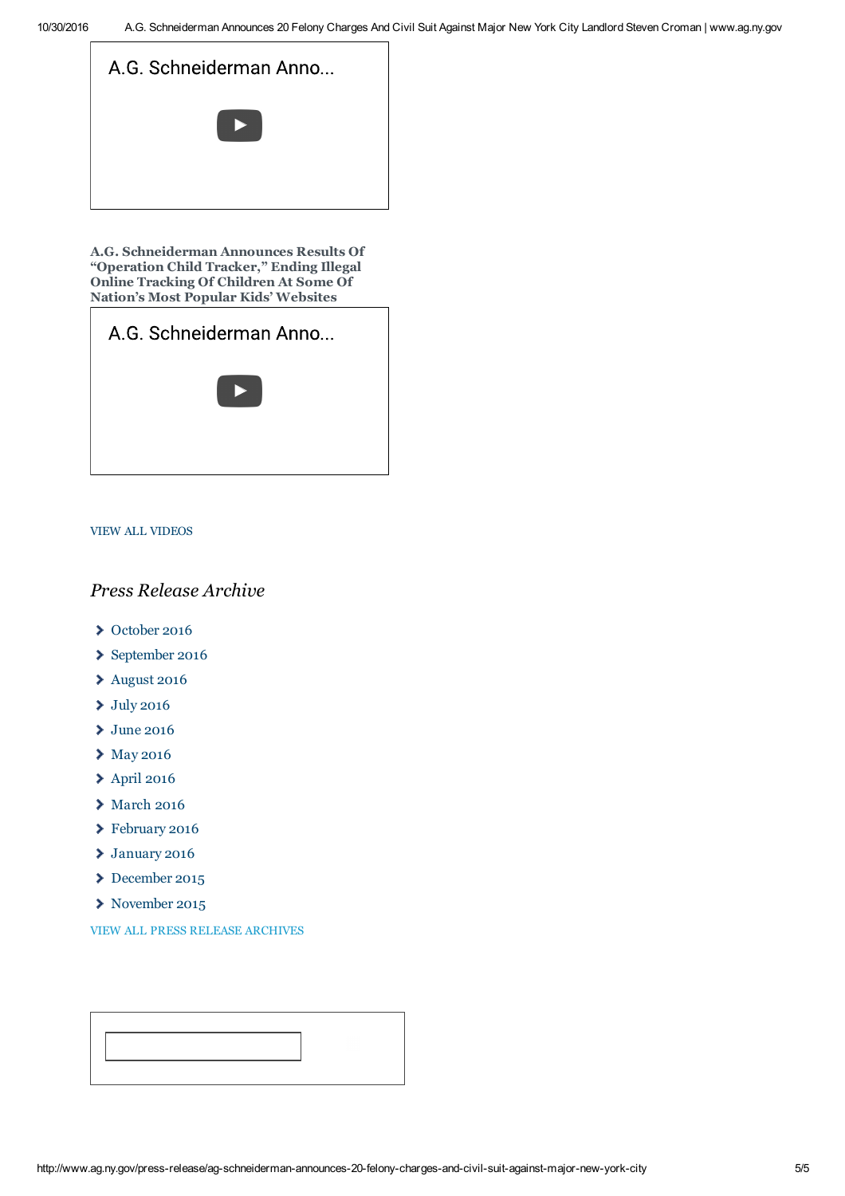A.G. Schneiderman Anno...

**A.G. Schneiderman Announces Results Of "Operation Child Tracker," Ending Illegal Online Tracking Of Children At Some Of Nation's Most Popular Kids' Websites**

A.G. Schneiderman Anno...

VIEW ALL VIDEOS

## *Press Release Archive*

- October 2016
- September 2016
- August 2016
- July 2016
- June 2016
- May 2016
- April 2016
- March 2016
- February 2016
- January 2016
- December 2015
- November 2015

VIEW ALL PRESS RELEASE ARCHIVES